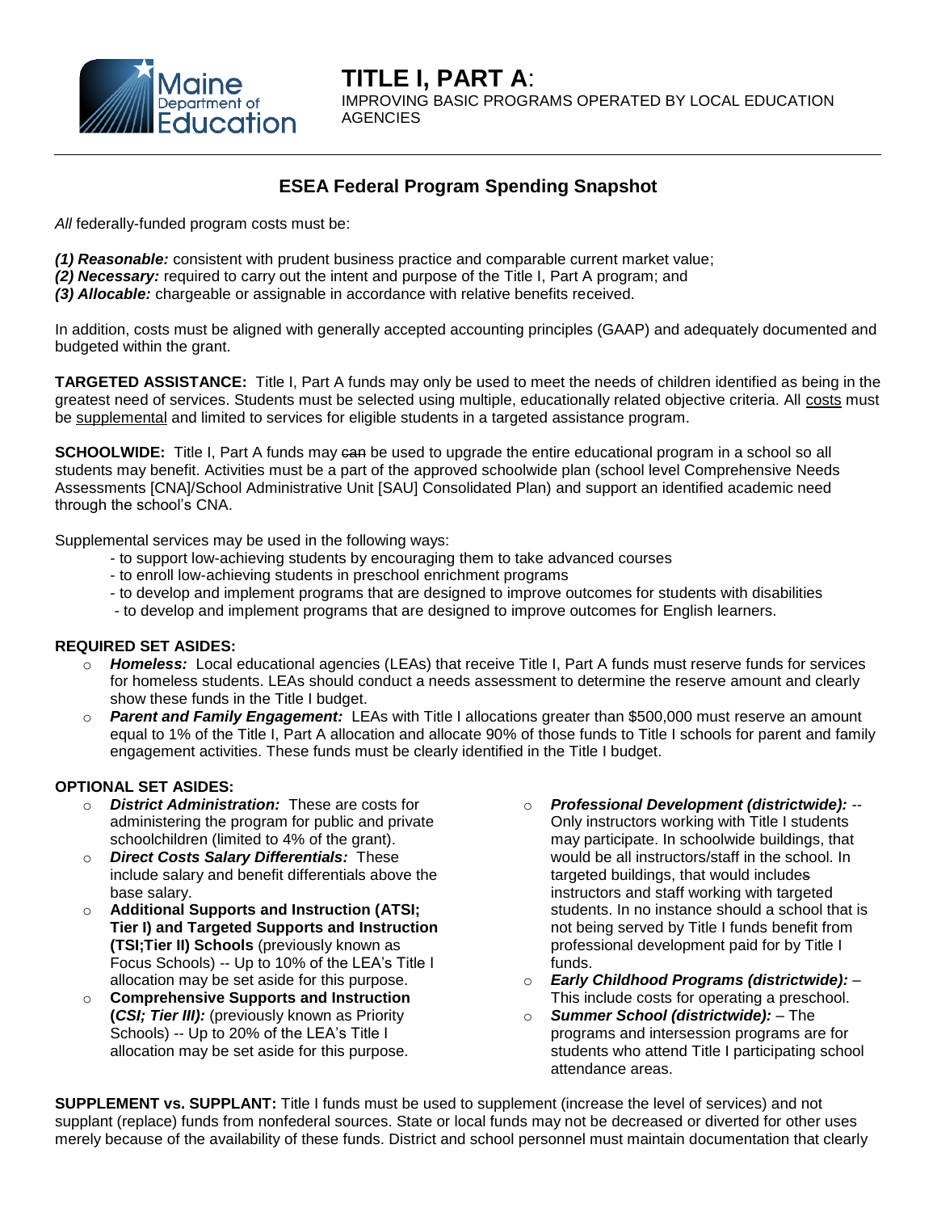# TITLE I, PART A:

IMPROVING BASIC PROGRAMS OPERATED BY LOCAL EDUCATION AGENCIES

## ESEA Federal Program Spending Snapshot

*All* federally-funded program costs must be:

***(1) Reasonable:*** consistent with prudent business practice and comparable current market value;
***(2) Necessary:*** required to carry out the intent and purpose of the Title I, Part A program; and
***(3) Allocable:*** chargeable or assignable in accordance with relative benefits received.

In addition, costs must be aligned with generally accepted accounting principles (GAAP) and adequately documented and budgeted within the grant.

**TARGETED ASSISTANCE:** Title I, Part A funds may only be used to meet the needs of children identified as being in the greatest need of services. Students must be selected using multiple, educationally related objective criteria. All <u>costs</u> must be <u>supplemental</u> and limited to services for eligible students in a targeted assistance program.

**SCHOOLWIDE:** Title I, Part A funds may ~~can~~ be used to upgrade the entire educational program in a school so all students may benefit. Activities must be a part of the approved schoolwide plan (school level Comprehensive Needs Assessments [CNA]/School Administrative Unit [SAU] Consolidated Plan) and support an identified academic need through the school's CNA.

Supplemental services may be used in the following ways:

- to support low-achieving students by encouraging them to take advanced courses
- to enroll low-achieving students in preschool enrichment programs
- to develop and implement programs that are designed to improve outcomes for students with disabilities
- to develop and implement programs that are designed to improve outcomes for English learners.

**REQUIRED SET ASIDES:**

- ***Homeless:*** Local educational agencies (LEAs) that receive Title I, Part A funds must reserve funds for services for homeless students. LEAs should conduct a needs assessment to determine the reserve amount and clearly show these funds in the Title I budget.
- ***Parent and Family Engagement:*** LEAs with Title I allocations greater than $500,000 must reserve an amount equal to 1% of the Title I, Part A allocation and allocate 90% of those funds to Title I schools for parent and family engagement activities. These funds must be clearly identified in the Title I budget.

**OPTIONAL SET ASIDES:**

- ***District Administration:*** These are costs for administering the program for public and private schoolchildren (limited to 4% of the grant).
- ***Direct Costs Salary Differentials:*** These include salary and benefit differentials above the base salary.
- **Additional Supports and Instruction (ATSI; Tier I) and Targeted Supports and Instruction (TSI;Tier II) Schools** (previously known as Focus Schools) -- Up to 10% of the LEA's Title I allocation may be set aside for this purpose.
- **Comprehensive Supports and Instruction (*CSI; Tier III):*** (previously known as Priority Schools) -- Up to 20% of the LEA's Title I allocation may be set aside for this purpose.
- ***Professional Development (districtwide):*** -- Only instructors working with Title I students may participate. In schoolwide buildings, that would be all instructors/staff in the school. In targeted buildings, that would include~~s~~ instructors and staff working with targeted students. In no instance should a school that is not being served by Title I funds benefit from professional development paid for by Title I funds.
- ***Early Childhood Programs (districtwide):*** – This include costs for operating a preschool.
- ***Summer School (districtwide):*** – The programs and intersession programs are for students who attend Title I participating school attendance areas.

**SUPPLEMENT vs. SUPPLANT:** Title I funds must be used to supplement (increase the level of services) and not supplant (replace) funds from nonfederal sources. State or local funds may not be decreased or diverted for other uses merely because of the availability of these funds. District and school personnel must maintain documentation that clearly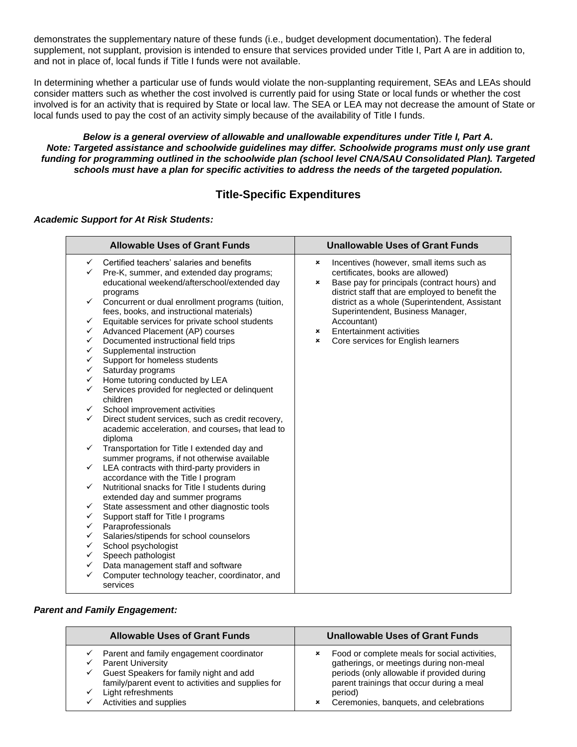demonstrates the supplementary nature of these funds (i.e., budget development documentation). The federal supplement, not supplant, provision is intended to ensure that services provided under Title I, Part A are in addition to, and not in place of, local funds if Title I funds were not available.

In determining whether a particular use of funds would violate the non-supplanting requirement, SEAs and LEAs should consider matters such as whether the cost involved is currently paid for using State or local funds or whether the cost involved is for an activity that is required by State or local law. The SEA or LEA may not decrease the amount of State or local funds used to pay the cost of an activity simply because of the availability of Title I funds.

***Below is a general overview of allowable and unallowable expenditures under Title I, Part A. Note: Targeted assistance and schoolwide guidelines may differ. Schoolwide programs must only use grant funding for programming outlined in the schoolwide plan (school level CNA/SAU Consolidated Plan). Targeted schools must have a plan for specific activities to address the needs of the targeted population.***

## Title-Specific Expenditures

***Academic Support for At Risk Students:***

| Allowable Uses of Grant Funds | Unallowable Uses of Grant Funds |
|---|---|
| ✓ Certified teachers' salaries and benefits<br>✓ Pre-K, summer, and extended day programs; educational weekend/afterschool/extended day programs<br>✓ Concurrent or dual enrollment programs (tuition, fees, books, and instructional materials)<br>✓ Equitable services for private school students<br>✓ Advanced Placement (AP) courses<br>✓ Documented instructional field trips<br>✓ Supplemental instruction<br>✓ Support for homeless students<br>✓ Saturday programs<br>✓ Home tutoring conducted by LEA<br>✓ Services provided for neglected or delinquent children<br>✓ School improvement activities<br>✓ Direct student services, such as credit recovery, academic acceleration, and courses, that lead to diploma<br>✓ Transportation for Title I extended day and summer programs, if not otherwise available<br>✓ LEA contracts with third-party providers in accordance with the Title I program<br>✓ Nutritional snacks for Title I students during extended day and summer programs<br>✓ State assessment and other diagnostic tools<br>✓ Support staff for Title I programs<br>✓ Paraprofessionals<br>✓ Salaries/stipends for school counselors<br>✓ School psychologist<br>✓ Speech pathologist<br>✓ Data management staff and software<br>✓ Computer technology teacher, coordinator, and services | ✗ Incentives (however, small items such as certificates, books are allowed)<br>✗ Base pay for principals (contract hours) and district staff that are employed to benefit the district as a whole (Superintendent, Assistant Superintendent, Business Manager, Accountant)<br>✗ Entertainment activities<br>✗ Core services for English learners |

***Parent and Family Engagement:***

| Allowable Uses of Grant Funds | Unallowable Uses of Grant Funds |
|---|---|
| ✓ Parent and family engagement coordinator<br>✓ Parent University<br>✓ Guest Speakers for family night and add family/parent event to activities and supplies for<br>✓ Light refreshments<br>✓ Activities and supplies | ✗ Food or complete meals for social activities, gatherings, or meetings during non-meal periods (only allowable if provided during parent trainings that occur during a meal period)<br>✗ Ceremonies, banquets, and celebrations |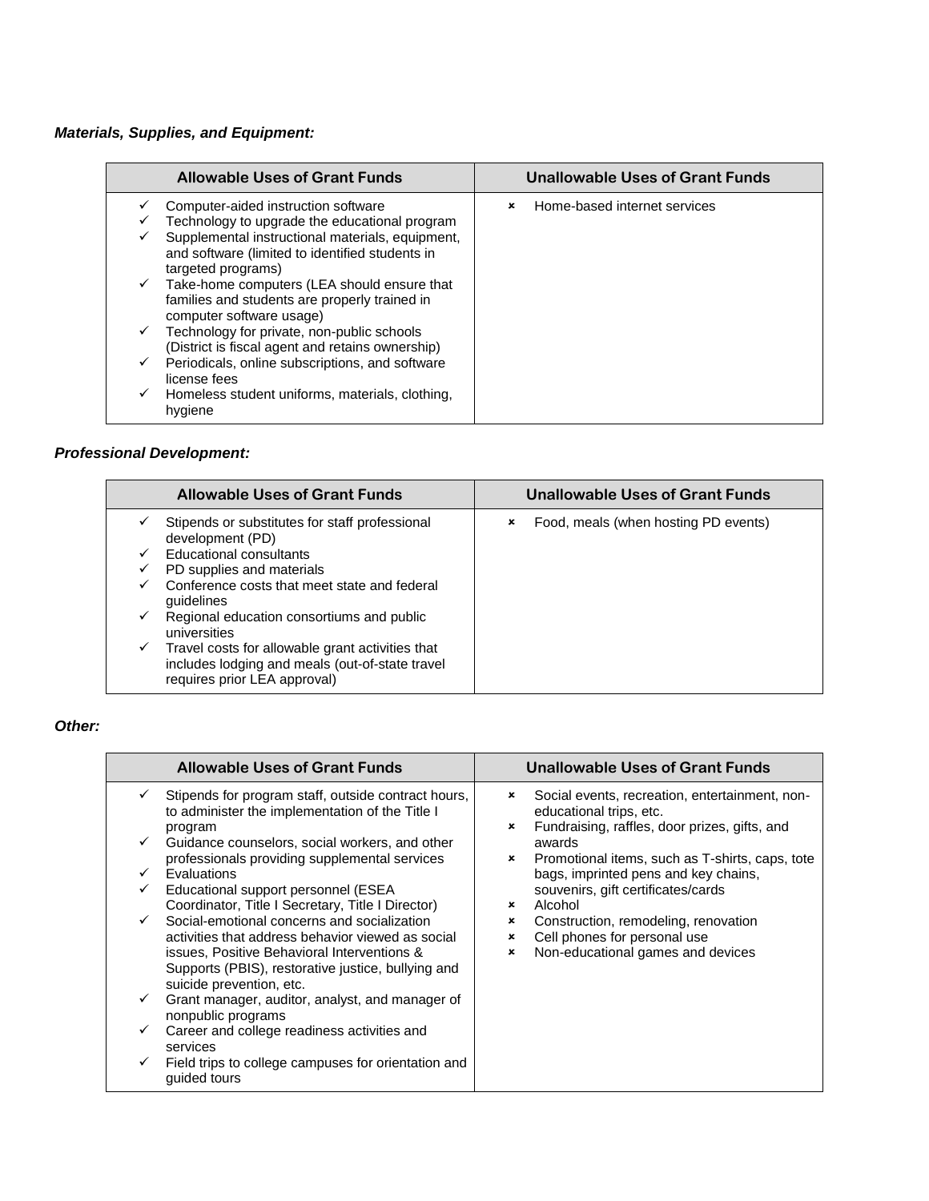***Materials, Supplies, and Equipment:***

| Allowable Uses of Grant Funds | Unallowable Uses of Grant Funds |
|---|---|
| ✓ Computer-aided instruction software<br>✓ Technology to upgrade the educational program<br>✓ Supplemental instructional materials, equipment, and software (limited to identified students in targeted programs)<br>✓ Take-home computers (LEA should ensure that families and students are properly trained in computer software usage)<br>✓ Technology for private, non-public schools (District is fiscal agent and retains ownership)<br>✓ Periodicals, online subscriptions, and software license fees<br>✓ Homeless student uniforms, materials, clothing, hygiene | ✗ Home-based internet services |

***Professional Development:***

| Allowable Uses of Grant Funds | Unallowable Uses of Grant Funds |
|---|---|
| ✓ Stipends or substitutes for staff professional development (PD)<br>✓ Educational consultants<br>✓ PD supplies and materials<br>✓ Conference costs that meet state and federal guidelines<br>✓ Regional education consortiums and public universities<br>✓ Travel costs for allowable grant activities that includes lodging and meals (out-of-state travel requires prior LEA approval) | ✗ Food, meals (when hosting PD events) |

***Other:***

| Allowable Uses of Grant Funds | Unallowable Uses of Grant Funds |
|---|---|
| ✓ Stipends for program staff, outside contract hours, to administer the implementation of the Title I program<br>✓ Guidance counselors, social workers, and other professionals providing supplemental services<br>✓ Evaluations<br>✓ Educational support personnel (ESEA Coordinator, Title I Secretary, Title I Director)<br>✓ Social-emotional concerns and socialization activities that address behavior viewed as social issues, Positive Behavioral Interventions & Supports (PBIS), restorative justice, bullying and suicide prevention, etc.<br>✓ Grant manager, auditor, analyst, and manager of nonpublic programs<br>✓ Career and college readiness activities and services<br>✓ Field trips to college campuses for orientation and guided tours | ✗ Social events, recreation, entertainment, non-educational trips, etc.<br>✗ Fundraising, raffles, door prizes, gifts, and awards<br>✗ Promotional items, such as T-shirts, caps, tote bags, imprinted pens and key chains, souvenirs, gift certificates/cards<br>✗ Alcohol<br>✗ Construction, remodeling, renovation<br>✗ Cell phones for personal use<br>✗ Non-educational games and devices |